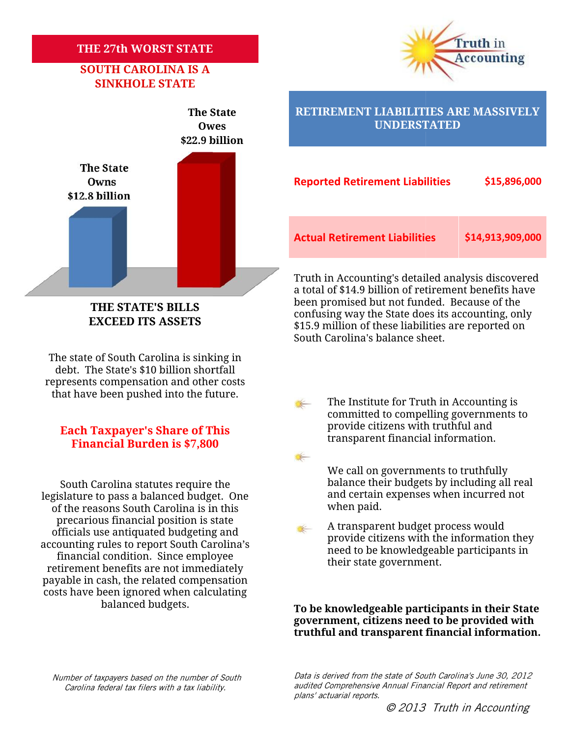# THE 27th WORST STATE

## SOUTH CAROLINA IS A SINKHOLE STATE

The State Owns $12.8 billion

The State Owes $22.9 billion

**THE STATE'S BILLS EXCEED ITS ASSETS**

The state of South Carolina is sinking in debt. The State's $10 billion shortfall represents compensation and other costs that have been pushed into the future.

**Each Taxpayer's Share of This Financial Burden is $7,800**

South Carolina statutes require the legislature to pass a balanced budget. One of the reasons South Carolina is in this precarious financial position is state officials use antiquated budgeting and accounting rules to report South Carolina's financial condition. Since employee retirement benefits are not immediately payable in cash, the related compensation costs have been ignored when calculating balanced budgets.

*Number of taxpayers based on the number of South Carolina federal tax filers with a tax liability.*

Truth in Accounting

## RETIREMENT LIABILITIES ARE MASSIVELY UNDERSTATED

| | |
|---|---|
| Reported Retirement Liabilities | $15,896,000 |
| Actual Retirement Liabilities | $14,913,909,000 |

Truth in Accounting's detailed analysis discovered a total of $14.9 billion of retirement benefits have been promised but not funded. Because of the confusing way the State does its accounting, only $15.9 million of these liabilities are reported on South Carolina's balance sheet.

- The Institute for Truth in Accounting is committed to compelling governments to provide citizens with truthful and transparent financial information.
- We call on governments to truthfully balance their budgets by including all real and certain expenses when incurred not when paid.
- A transparent budget process would provide citizens with the information they need to be knowledgeable participants in their state government.

**To be knowledgeable participants in their State government, citizens need to be provided with truthful and transparent financial information.**

*Data is derived from the state of South Carolina's June 30, 2012 audited Comprehensive Annual Financial Report and retirement plans' actuarial reports.*

*© 2013 Truth in Accounting*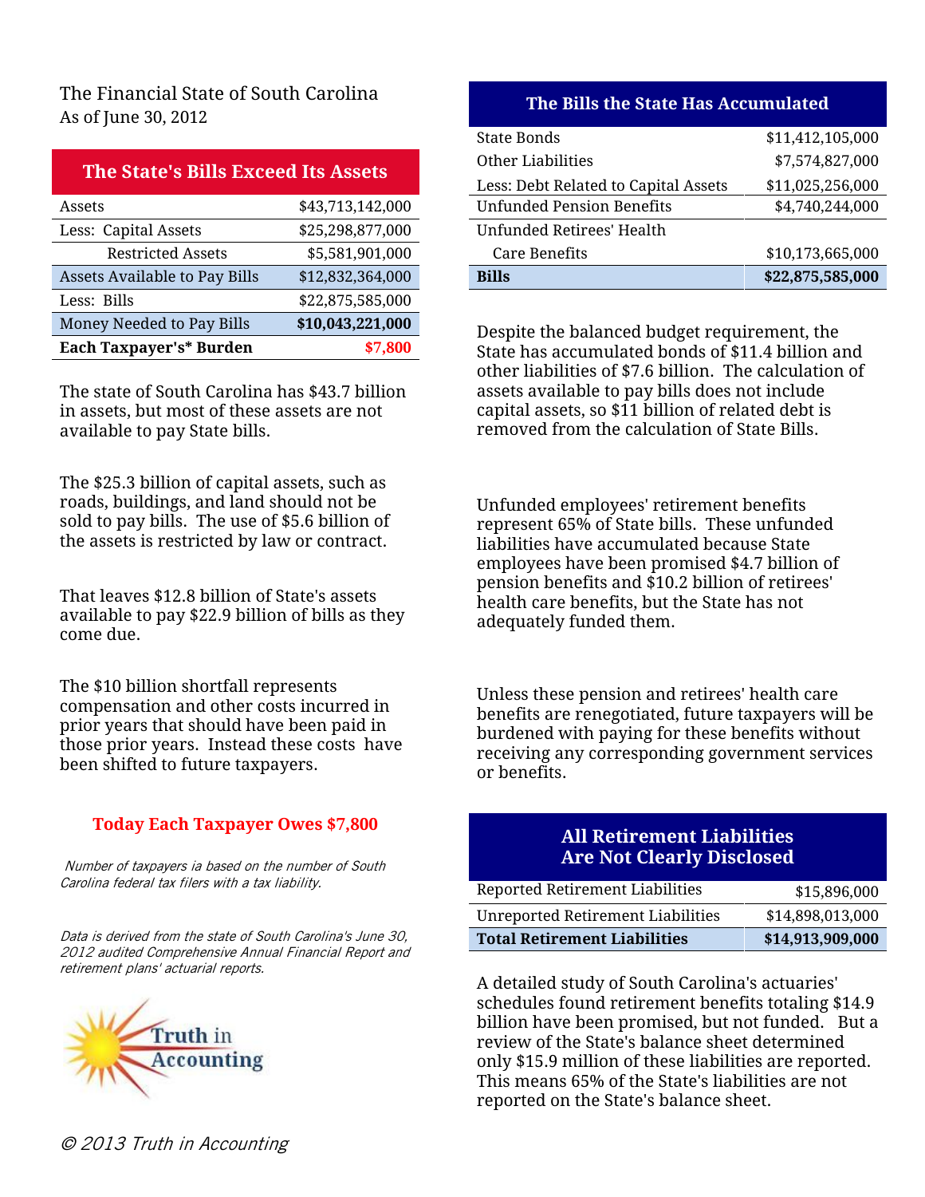The Financial State of South Carolina
As of June 30, 2012

## The State's Bills Exceed Its Assets

| | |
|---|---|
| Assets | $43,713,142,000 |
| Less: Capital Assets | $25,298,877,000 |
| Restricted Assets | $5,581,901,000 |
| Assets Available to Pay Bills | $12,832,364,000 |
| Less: Bills | $22,875,585,000 |
| Money Needed to Pay Bills | **$10,043,221,000** |
| **Each Taxpayer's* Burden** | **$7,800** |

The state of South Carolina has $43.7 billion in assets, but most of these assets are not available to pay State bills.

The $25.3 billion of capital assets, such as roads, buildings, and land should not be sold to pay bills. The use of $5.6 billion of the assets is restricted by law or contract.

That leaves $12.8 billion of State's assets available to pay $22.9 billion of bills as they come due.

The $10 billion shortfall represents compensation and other costs incurred in prior years that should have been paid in those prior years. Instead these costs have been shifted to future taxpayers.

**Today Each Taxpayer Owes $7,800**

*Number of taxpayers ia based on the number of South Carolina federal tax filers with a tax liability.*

*Data is derived from the state of South Carolina's June 30, 2012 audited Comprehensive Annual Financial Report and retirement plans' actuarial reports.*

Truth in Accounting

## The Bills the State Has Accumulated

| | |
|---|---|
| State Bonds | $11,412,105,000 |
| Other Liabilities | $7,574,827,000 |
| Less: Debt Related to Capital Assets | $11,025,256,000 |
| Unfunded Pension Benefits | $4,740,244,000 |
| Unfunded Retirees' Health Care Benefits | $10,173,665,000 |
| **Bills** | **$22,875,585,000** |

Despite the balanced budget requirement, the State has accumulated bonds of $11.4 billion and other liabilities of $7.6 billion. The calculation of assets available to pay bills does not include capital assets, so $11 billion of related debt is removed from the calculation of State Bills.

Unfunded employees' retirement benefits represent 65% of State bills. These unfunded liabilities have accumulated because State employees have been promised $4.7 billion of pension benefits and $10.2 billion of retirees' health care benefits, but the State has not adequately funded them.

Unless these pension and retirees' health care benefits are renegotiated, future taxpayers will be burdened with paying for these benefits without receiving any corresponding government services or benefits.

## All Retirement Liabilities Are Not Clearly Disclosed

| | |
|---|---|
| Reported Retirement Liabilities | $15,896,000 |
| Unreported Retirement Liabilities | $14,898,013,000 |
| **Total Retirement Liabilities** | **$14,913,909,000** |

A detailed study of South Carolina's actuaries' schedules found retirement benefits totaling $14.9 billion have been promised, but not funded. But a review of the State's balance sheet determined only $15.9 million of these liabilities are reported. This means 65% of the State's liabilities are not reported on the State's balance sheet.

*© 2013 Truth in Accounting*